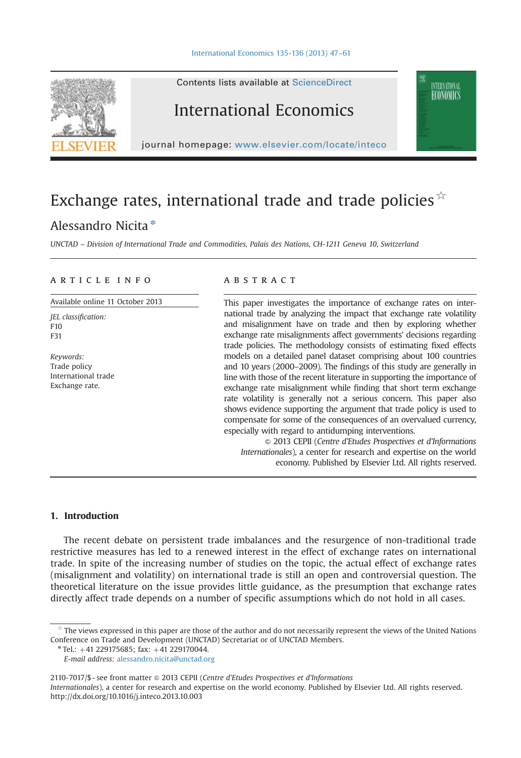# Exchange rates, international trade and trade policies ☆

Alessandro Nicita *

*UNCTAD – Division of International Trade and Commodities, Palais des Nations, CH-1211 Geneva 10, Switzerland*

**ARTICLE INFO**

Available online 11 October 2013

*JEL classification:*
F10
F31

*Keywords:*
Trade policy
International trade
Exchange rate.

**ABSTRACT**

This paper investigates the importance of exchange rates on international trade by analyzing the impact that exchange rate volatility and misalignment have on trade and then by exploring whether exchange rate misalignments affect governments' decisions regarding trade policies. The methodology consists of estimating fixed effects models on a detailed panel dataset comprising about 100 countries and 10 years (2000–2009). The findings of this study are generally in line with those of the recent literature in supporting the importance of exchange rate misalignment while finding that short term exchange rate volatility is generally not a serious concern. This paper also shows evidence supporting the argument that trade policy is used to compensate for some of the consequences of an overvalued currency, especially with regard to antidumping interventions.

© 2013 CEPII (*Centre d'Etudes Prospectives et d'Informations Internationales*), a center for research and expertise on the world economy. Published by Elsevier Ltd. All rights reserved.

## 1. Introduction

The recent debate on persistent trade imbalances and the resurgence of non-traditional trade restrictive measures has led to a renewed interest in the effect of exchange rates on international trade. In spite of the increasing number of studies on the topic, the actual effect of exchange rates (misalignment and volatility) on international trade is still an open and controversial question. The theoretical literature on the issue provides little guidance, as the presumption that exchange rates directly affect trade depends on a number of specific assumptions which do not hold in all cases.

☆ The views expressed in this paper are those of the author and do not necessarily represent the views of the United Nations Conference on Trade and Development (UNCTAD) Secretariat or of UNCTAD Members.

* Tel.: +41 229175685; fax: +41 229170044.
*E-mail address:* alessandro.nicita@unctad.org

2110-7017/$ - see front matter © 2013 CEPII (*Centre d'Etudes Prospectives et d'Informations Internationales*), a center for research and expertise on the world economy. Published by Elsevier Ltd. All rights reserved.
http://dx.doi.org/10.1016/j.inteco.2013.10.003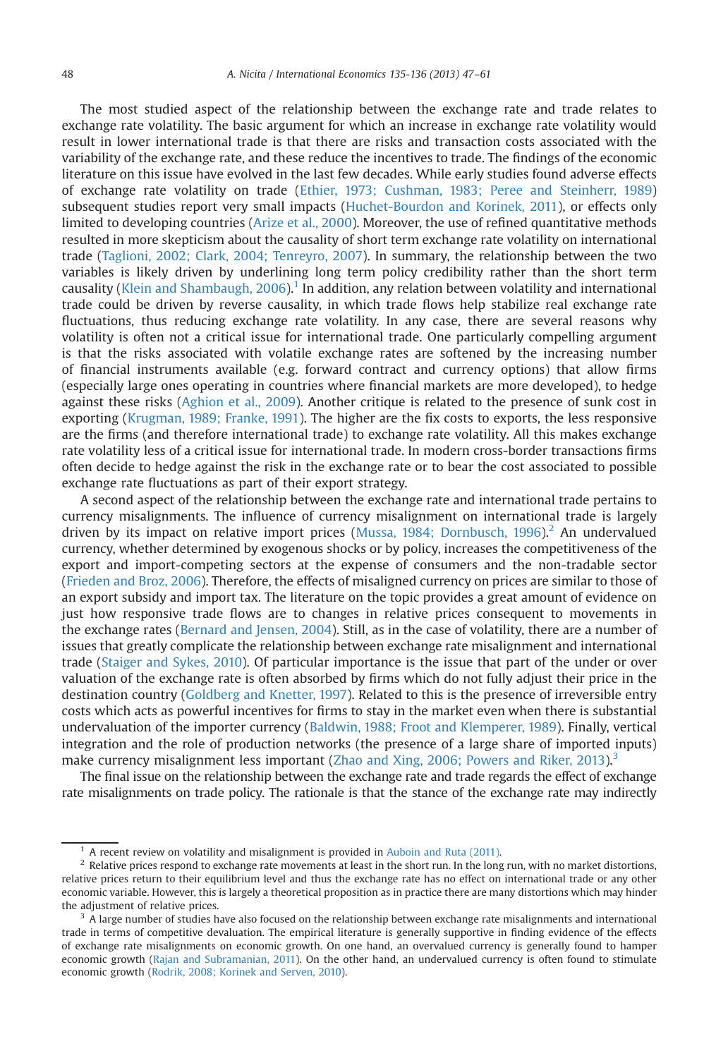The most studied aspect of the relationship between the exchange rate and trade relates to exchange rate volatility. The basic argument for which an increase in exchange rate volatility would result in lower international trade is that there are risks and transaction costs associated with the variability of the exchange rate, and these reduce the incentives to trade. The findings of the economic literature on this issue have evolved in the last few decades. While early studies found adverse effects of exchange rate volatility on trade (Ethier, 1973; Cushman, 1983; Peree and Steinherr, 1989) subsequent studies report very small impacts (Huchet-Bourdon and Korinek, 2011), or effects only limited to developing countries (Arize et al., 2000). Moreover, the use of refined quantitative methods resulted in more skepticism about the causality of short term exchange rate volatility on international trade (Taglioni, 2002; Clark, 2004; Tenreyro, 2007). In summary, the relationship between the two variables is likely driven by underlining long term policy credibility rather than the short term causality (Klein and Shambaugh, 2006).[1] In addition, any relation between volatility and international trade could be driven by reverse causality, in which trade flows help stabilize real exchange rate fluctuations, thus reducing exchange rate volatility. In any case, there are several reasons why volatility is often not a critical issue for international trade. One particularly compelling argument is that the risks associated with volatile exchange rates are softened by the increasing number of financial instruments available (e.g. forward contract and currency options) that allow firms (especially large ones operating in countries where financial markets are more developed), to hedge against these risks (Aghion et al., 2009). Another critique is related to the presence of sunk cost in exporting (Krugman, 1989; Franke, 1991). The higher are the fix costs to exports, the less responsive are the firms (and therefore international trade) to exchange rate volatility. All this makes exchange rate volatility less of a critical issue for international trade. In modern cross-border transactions firms often decide to hedge against the risk in the exchange rate or to bear the cost associated to possible exchange rate fluctuations as part of their export strategy.

A second aspect of the relationship between the exchange rate and international trade pertains to currency misalignments. The influence of currency misalignment on international trade is largely driven by its impact on relative import prices (Mussa, 1984; Dornbusch, 1996).[2] An undervalued currency, whether determined by exogenous shocks or by policy, increases the competitiveness of the export and import-competing sectors at the expense of consumers and the non-tradable sector (Frieden and Broz, 2006). Therefore, the effects of misaligned currency on prices are similar to those of an export subsidy and import tax. The literature on the topic provides a great amount of evidence on just how responsive trade flows are to changes in relative prices consequent to movements in the exchange rates (Bernard and Jensen, 2004). Still, as in the case of volatility, there are a number of issues that greatly complicate the relationship between exchange rate misalignment and international trade (Staiger and Sykes, 2010). Of particular importance is the issue that part of the under or over valuation of the exchange rate is often absorbed by firms which do not fully adjust their price in the destination country (Goldberg and Knetter, 1997). Related to this is the presence of irreversible entry costs which acts as powerful incentives for firms to stay in the market even when there is substantial undervaluation of the importer currency (Baldwin, 1988; Froot and Klemperer, 1989). Finally, vertical integration and the role of production networks (the presence of a large share of imported inputs) make currency misalignment less important (Zhao and Xing, 2006; Powers and Riker, 2013).[3]

The final issue on the relationship between the exchange rate and trade regards the effect of exchange rate misalignments on trade policy. The rationale is that the stance of the exchange rate may indirectly

---

[1] A recent review on volatility and misalignment is provided in Auboin and Ruta (2011).

[2] Relative prices respond to exchange rate movements at least in the short run. In the long run, with no market distortions, relative prices return to their equilibrium level and thus the exchange rate has no effect on international trade or any other economic variable. However, this is largely a theoretical proposition as in practice there are many distortions which may hinder the adjustment of relative prices.

[3] A large number of studies have also focused on the relationship between exchange rate misalignments and international trade in terms of competitive devaluation. The empirical literature is generally supportive in finding evidence of the effects of exchange rate misalignments on economic growth. On one hand, an overvalued currency is generally found to hamper economic growth (Rajan and Subramanian, 2011). On the other hand, an undervalued currency is often found to stimulate economic growth (Rodrik, 2008; Korinek and Serven, 2010).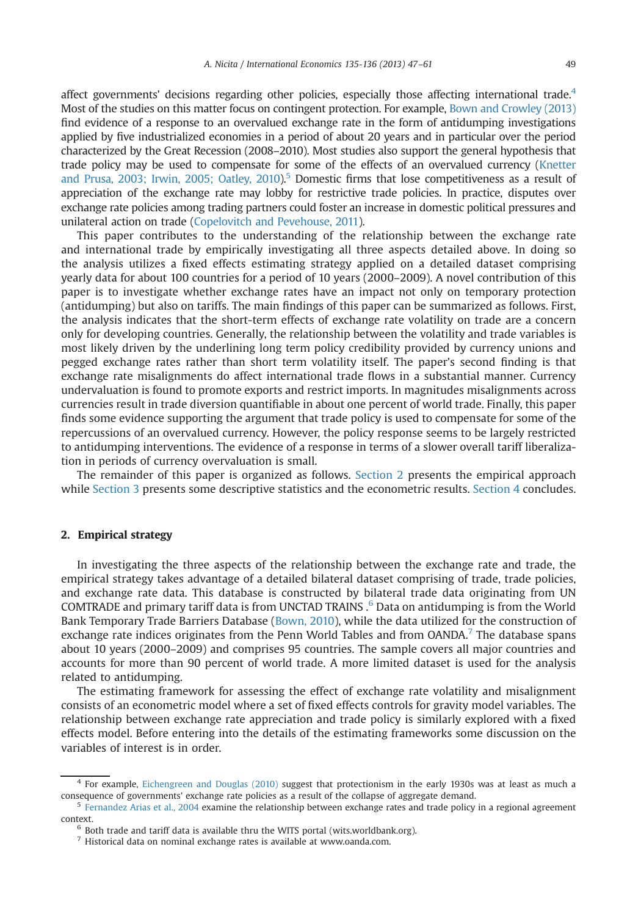affect governments' decisions regarding other policies, especially those affecting international trade.[4] Most of the studies on this matter focus on contingent protection. For example, Bown and Crowley (2013) find evidence of a response to an overvalued exchange rate in the form of antidumping investigations applied by five industrialized economies in a period of about 20 years and in particular over the period characterized by the Great Recession (2008–2010). Most studies also support the general hypothesis that trade policy may be used to compensate for some of the effects of an overvalued currency (Knetter and Prusa, 2003; Irwin, 2005; Oatley, 2010).[5] Domestic firms that lose competitiveness as a result of appreciation of the exchange rate may lobby for restrictive trade policies. In practice, disputes over exchange rate policies among trading partners could foster an increase in domestic political pressures and unilateral action on trade (Copelovitch and Pevehouse, 2011).

This paper contributes to the understanding of the relationship between the exchange rate and international trade by empirically investigating all three aspects detailed above. In doing so the analysis utilizes a fixed effects estimating strategy applied on a detailed dataset comprising yearly data for about 100 countries for a period of 10 years (2000–2009). A novel contribution of this paper is to investigate whether exchange rates have an impact not only on temporary protection (antidumping) but also on tariffs. The main findings of this paper can be summarized as follows. First, the analysis indicates that the short-term effects of exchange rate volatility on trade are a concern only for developing countries. Generally, the relationship between the volatility and trade variables is most likely driven by the underlining long term policy credibility provided by currency unions and pegged exchange rates rather than short term volatility itself. The paper's second finding is that exchange rate misalignments do affect international trade flows in a substantial manner. Currency undervaluation is found to promote exports and restrict imports. In magnitudes misalignments across currencies result in trade diversion quantifiable in about one percent of world trade. Finally, this paper finds some evidence supporting the argument that trade policy is used to compensate for some of the repercussions of an overvalued currency. However, the policy response seems to be largely restricted to antidumping interventions. The evidence of a response in terms of a slower overall tariff liberalization in periods of currency overvaluation is small.

The remainder of this paper is organized as follows. Section 2 presents the empirical approach while Section 3 presents some descriptive statistics and the econometric results. Section 4 concludes.

## 2. Empirical strategy

In investigating the three aspects of the relationship between the exchange rate and trade, the empirical strategy takes advantage of a detailed bilateral dataset comprising of trade, trade policies, and exchange rate data. This database is constructed by bilateral trade data originating from UN COMTRADE and primary tariff data is from UNCTAD TRAINS .[6] Data on antidumping is from the World Bank Temporary Trade Barriers Database (Bown, 2010), while the data utilized for the construction of exchange rate indices originates from the Penn World Tables and from OANDA.[7] The database spans about 10 years (2000–2009) and comprises 95 countries. The sample covers all major countries and accounts for more than 90 percent of world trade. A more limited dataset is used for the analysis related to antidumping.

The estimating framework for assessing the effect of exchange rate volatility and misalignment consists of an econometric model where a set of fixed effects controls for gravity model variables. The relationship between exchange rate appreciation and trade policy is similarly explored with a fixed effects model. Before entering into the details of the estimating frameworks some discussion on the variables of interest is in order.

---

[4] For example, Eichengreen and Douglas (2010) suggest that protectionism in the early 1930s was at least as much a consequence of governments' exchange rate policies as a result of the collapse of aggregate demand.

[5] Fernandez Arias et al., 2004 examine the relationship between exchange rates and trade policy in a regional agreement context.

[6] Both trade and tariff data is available thru the WITS portal (wits.worldbank.org).

[7] Historical data on nominal exchange rates is available at www.oanda.com.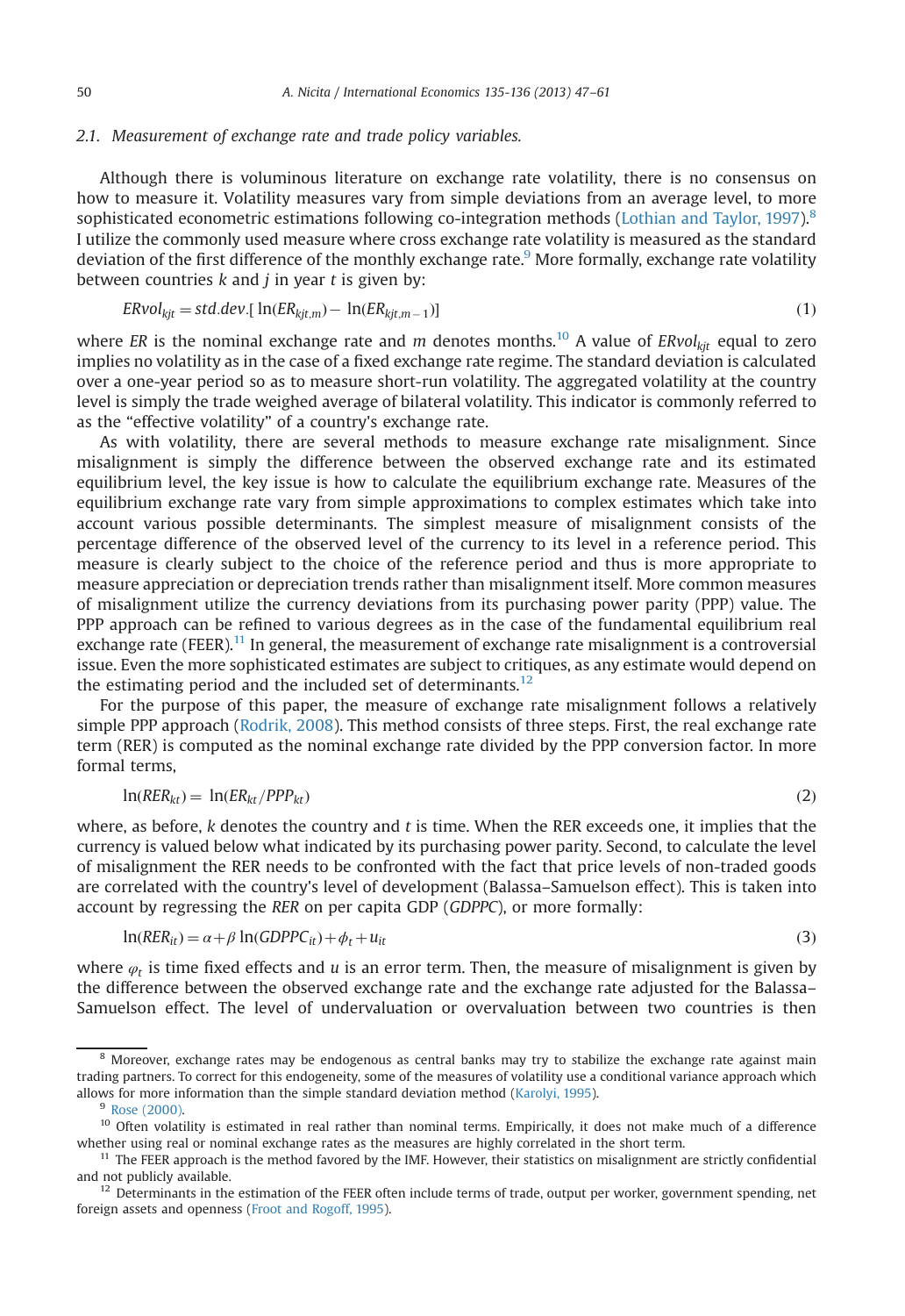### 2.1. Measurement of exchange rate and trade policy variables.

Although there is voluminous literature on exchange rate volatility, there is no consensus on how to measure it. Volatility measures vary from simple deviations from an average level, to more sophisticated econometric estimations following co-integration methods (Lothian and Taylor, 1997).[8] I utilize the commonly used measure where cross exchange rate volatility is measured as the standard deviation of the first difference of the monthly exchange rate.[9] More formally, exchange rate volatility between countries $k$ and $j$ in year $t$ is given by:

$$ERvol_{kjt} = std.dev.[\ln(ER_{kjt,m}) - \ln(ER_{kjt,m-1})] \tag{1}$$

where $ER$ is the nominal exchange rate and $m$ denotes months.[10] A value of $ERvol_{kjt}$ equal to zero implies no volatility as in the case of a fixed exchange rate regime. The standard deviation is calculated over a one-year period so as to measure short-run volatility. The aggregated volatility at the country level is simply the trade weighed average of bilateral volatility. This indicator is commonly referred to as the "effective volatility" of a country's exchange rate.

As with volatility, there are several methods to measure exchange rate misalignment. Since misalignment is simply the difference between the observed exchange rate and its estimated equilibrium level, the key issue is how to calculate the equilibrium exchange rate. Measures of the equilibrium exchange rate vary from simple approximations to complex estimates which take into account various possible determinants. The simplest measure of misalignment consists of the percentage difference of the observed level of the currency to its level in a reference period. This measure is clearly subject to the choice of the reference period and thus is more appropriate to measure appreciation or depreciation trends rather than misalignment itself. More common measures of misalignment utilize the currency deviations from its purchasing power parity (PPP) value. The PPP approach can be refined to various degrees as in the case of the fundamental equilibrium real exchange rate (FEER).[11] In general, the measurement of exchange rate misalignment is a controversial issue. Even the more sophisticated estimates are subject to critiques, as any estimate would depend on the estimating period and the included set of determinants.[12]

For the purpose of this paper, the measure of exchange rate misalignment follows a relatively simple PPP approach (Rodrik, 2008). This method consists of three steps. First, the real exchange rate term (RER) is computed as the nominal exchange rate divided by the PPP conversion factor. In more formal terms,

$$\ln(RER_{kt}) = \ln(ER_{kt}/PPP_{kt}) \tag{2}$$

where, as before, $k$ denotes the country and $t$ is time. When the RER exceeds one, it implies that the currency is valued below what indicated by its purchasing power parity. Second, to calculate the level of misalignment the RER needs to be confronted with the fact that price levels of non-traded goods are correlated with the country's level of development (Balassa–Samuelson effect). This is taken into account by regressing the $RER$ on per capita GDP ($GDPPC$), or more formally:

$$\ln(RER_{it}) = \alpha + \beta \ln(GDPPC_{it}) + \phi_t + u_{it} \tag{3}$$

where $\varphi_t$ is time fixed effects and $u$ is an error term. Then, the measure of misalignment is given by the difference between the observed exchange rate and the exchange rate adjusted for the Balassa–Samuelson effect. The level of undervaluation or overvaluation between two countries is then

[8] Moreover, exchange rates may be endogenous as central banks may try to stabilize the exchange rate against main trading partners. To correct for this endogeneity, some of the measures of volatility use a conditional variance approach which allows for more information than the simple standard deviation method (Karolyi, 1995).

[9] Rose (2000).

[10] Often volatility is estimated in real rather than nominal terms. Empirically, it does not make much of a difference whether using real or nominal exchange rates as the measures are highly correlated in the short term.

[11] The FEER approach is the method favored by the IMF. However, their statistics on misalignment are strictly confidential and not publicly available.

[12] Determinants in the estimation of the FEER often include terms of trade, output per worker, government spending, net foreign assets and openness (Froot and Rogoff, 1995).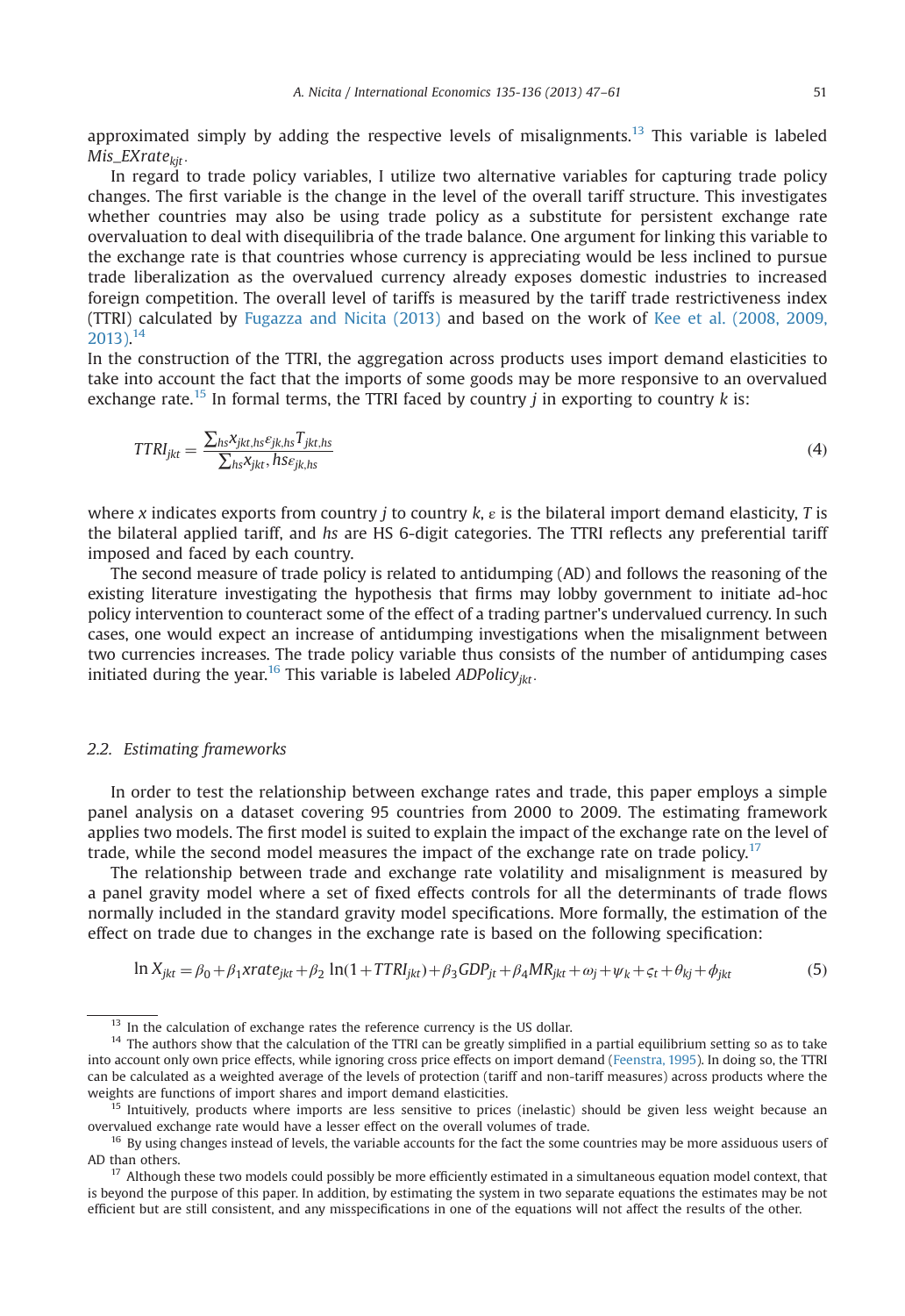approximated simply by adding the respective levels of misalignments.[13] This variable is labeled $Mis\_EXrate_{kjt}$.

In regard to trade policy variables, I utilize two alternative variables for capturing trade policy changes. The first variable is the change in the level of the overall tariff structure. This investigates whether countries may also be using trade policy as a substitute for persistent exchange rate overvaluation to deal with disequilibria of the trade balance. One argument for linking this variable to the exchange rate is that countries whose currency is appreciating would be less inclined to pursue trade liberalization as the overvalued currency already exposes domestic industries to increased foreign competition. The overall level of tariffs is measured by the tariff trade restrictiveness index (TTRI) calculated by Fugazza and Nicita (2013) and based on the work of Kee et al. (2008, 2009, 2013).[14]

In the construction of the TTRI, the aggregation across products uses import demand elasticities to take into account the fact that the imports of some goods may be more responsive to an overvalued exchange rate.[15] In formal terms, the TTRI faced by country $j$ in exporting to country $k$ is:

$$TTRI_{jkt} = \frac{\sum_{hs} x_{jkt,hs} \varepsilon_{jk,hs} T_{jkt,hs}}{\sum_{hs} x_{jkt}, hs \varepsilon_{jk,hs}} \tag{4}$$

where $x$ indicates exports from country $j$ to country $k$, $\varepsilon$ is the bilateral import demand elasticity, $T$ is the bilateral applied tariff, and $hs$ are HS 6-digit categories. The TTRI reflects any preferential tariff imposed and faced by each country.

The second measure of trade policy is related to antidumping (AD) and follows the reasoning of the existing literature investigating the hypothesis that firms may lobby government to initiate ad-hoc policy intervention to counteract some of the effect of a trading partner's undervalued currency. In such cases, one would expect an increase of antidumping investigations when the misalignment between two currencies increases. The trade policy variable thus consists of the number of antidumping cases initiated during the year.[16] This variable is labeled $ADPolicy_{jkt}$.

### 2.2. *Estimating frameworks*

In order to test the relationship between exchange rates and trade, this paper employs a simple panel analysis on a dataset covering 95 countries from 2000 to 2009. The estimating framework applies two models. The first model is suited to explain the impact of the exchange rate on the level of trade, while the second model measures the impact of the exchange rate on trade policy.[17]

The relationship between trade and exchange rate volatility and misalignment is measured by a panel gravity model where a set of fixed effects controls for all the determinants of trade flows normally included in the standard gravity model specifications. More formally, the estimation of the effect on trade due to changes in the exchange rate is based on the following specification:

$$\ln X_{jkt} = \beta_0 + \beta_1 xrate_{jkt} + \beta_2 \ln(1 + TTRI_{jkt}) + \beta_3 GDP_{jt} + \beta_4 MR_{jkt} + \omega_j + \psi_k + \varsigma_t + \theta_{kj} + \phi_{jkt} \tag{5}$$

---

[13] In the calculation of exchange rates the reference currency is the US dollar.

[14] The authors show that the calculation of the TTRI can be greatly simplified in a partial equilibrium setting so as to take into account only own price effects, while ignoring cross price effects on import demand (Feenstra, 1995). In doing so, the TTRI can be calculated as a weighted average of the levels of protection (tariff and non-tariff measures) across products where the weights are functions of import shares and import demand elasticities.

[15] Intuitively, products where imports are less sensitive to prices (inelastic) should be given less weight because an overvalued exchange rate would have a lesser effect on the overall volumes of trade.

[16] By using changes instead of levels, the variable accounts for the fact the some countries may be more assiduous users of AD than others.

[17] Although these two models could possibly be more efficiently estimated in a simultaneous equation model context, that is beyond the purpose of this paper. In addition, by estimating the system in two separate equations the estimates may be not efficient but are still consistent, and any misspecifications in one of the equations will not affect the results of the other.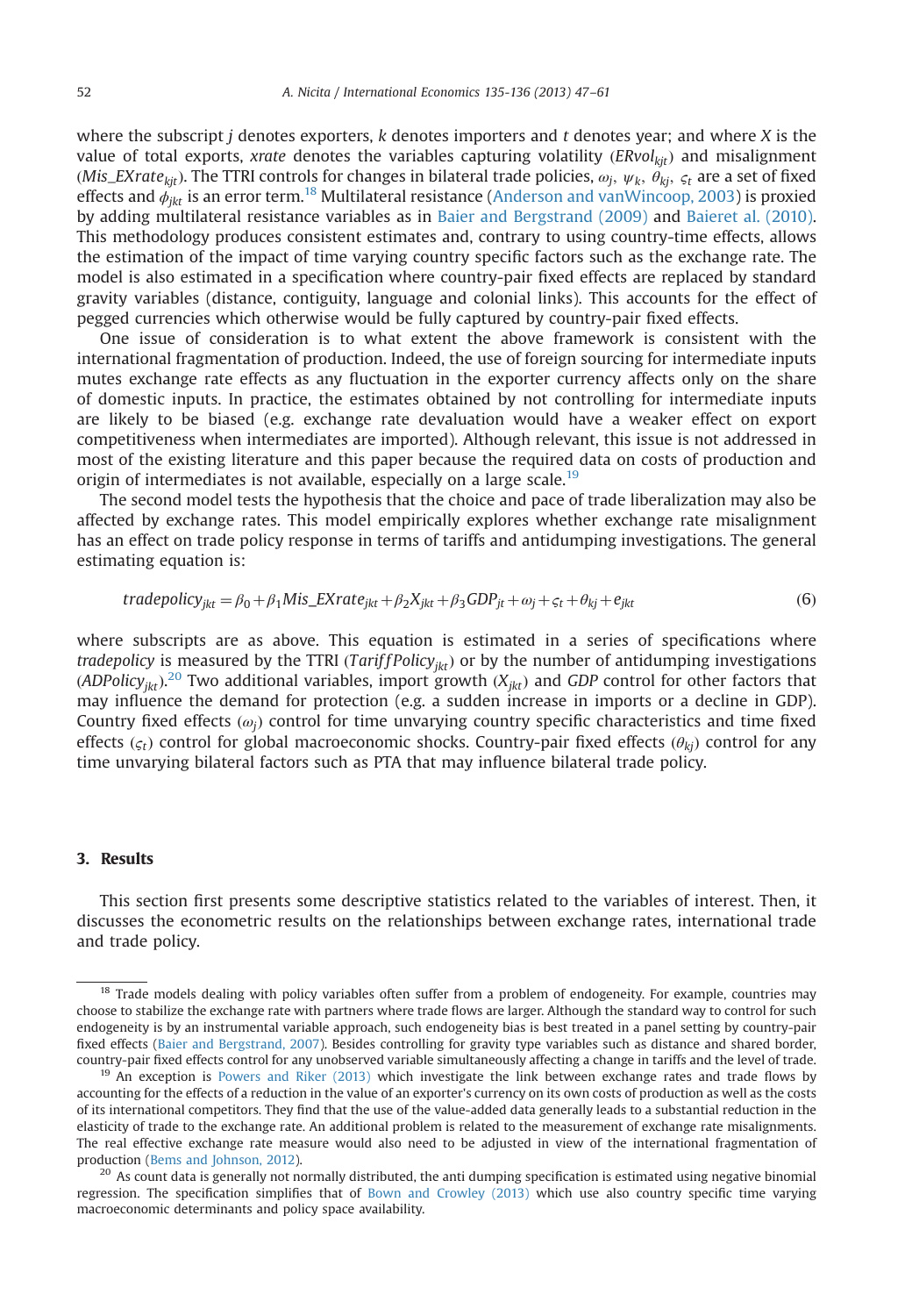where the subscript $j$ denotes exporters, $k$ denotes importers and $t$ denotes year; and where $X$ is the value of total exports, *xrate* denotes the variables capturing volatility ($ERvol_{kjt}$) and misalignment ($Mis\_EXrate_{kjt}$). The TTRI controls for changes in bilateral trade policies, $\omega_j$, $\psi_k$, $\theta_{kj}$, $\varsigma_t$ are a set of fixed effects and $\phi_{jkt}$ is an error term.[18] Multilateral resistance (Anderson and vanWincoop, 2003) is proxied by adding multilateral resistance variables as in Baier and Bergstrand (2009) and Baieret al. (2010). This methodology produces consistent estimates and, contrary to using country-time effects, allows the estimation of the impact of time varying country specific factors such as the exchange rate. The model is also estimated in a specification where country-pair fixed effects are replaced by standard gravity variables (distance, contiguity, language and colonial links). This accounts for the effect of pegged currencies which otherwise would be fully captured by country-pair fixed effects.

One issue of consideration is to what extent the above framework is consistent with the international fragmentation of production. Indeed, the use of foreign sourcing for intermediate inputs mutes exchange rate effects as any fluctuation in the exporter currency affects only on the share of domestic inputs. In practice, the estimates obtained by not controlling for intermediate inputs are likely to be biased (e.g. exchange rate devaluation would have a weaker effect on export competitiveness when intermediates are imported). Although relevant, this issue is not addressed in most of the existing literature and this paper because the required data on costs of production and origin of intermediates is not available, especially on a large scale.[19]

The second model tests the hypothesis that the choice and pace of trade liberalization may also be affected by exchange rates. This model empirically explores whether exchange rate misalignment has an effect on trade policy response in terms of tariffs and antidumping investigations. The general estimating equation is:

$$tradepolicy_{jkt} = \beta_0 + \beta_1 Mis\_EXrate_{jkt} + \beta_2 X_{jkt} + \beta_3 GDP_{jt} + \omega_j + \varsigma_t + \theta_{kj} + e_{jkt} \tag{6}$$

where subscripts are as above. This equation is estimated in a series of specifications where *tradepolicy* is measured by the TTRI ($TariffPolicy_{jkt}$) or by the number of antidumping investigations ($ADPolicy_{jkt}$).[20] Two additional variables, import growth ($X_{jkt}$) and *GDP* control for other factors that may influence the demand for protection (e.g. a sudden increase in imports or a decline in GDP). Country fixed effects ($\omega_j$) control for time unvarying country specific characteristics and time fixed effects ($\varsigma_t$) control for global macroeconomic shocks. Country-pair fixed effects ($\theta_{kj}$) control for any time unvarying bilateral factors such as PTA that may influence bilateral trade policy.

## 3. Results

This section first presents some descriptive statistics related to the variables of interest. Then, it discusses the econometric results on the relationships between exchange rates, international trade and trade policy.

---

[18] Trade models dealing with policy variables often suffer from a problem of endogeneity. For example, countries may choose to stabilize the exchange rate with partners where trade flows are larger. Although the standard way to control for such endogeneity is by an instrumental variable approach, such endogeneity bias is best treated in a panel setting by country-pair fixed effects (Baier and Bergstrand, 2007). Besides controlling for gravity type variables such as distance and shared border, country-pair fixed effects control for any unobserved variable simultaneously affecting a change in tariffs and the level of trade.

[19] An exception is Powers and Riker (2013) which investigate the link between exchange rates and trade flows by accounting for the effects of a reduction in the value of an exporter's currency on its own costs of production as well as the costs of its international competitors. They find that the use of the value-added data generally leads to a substantial reduction in the elasticity of trade to the exchange rate. An additional problem is related to the measurement of exchange rate misalignments. The real effective exchange rate measure would also need to be adjusted in view of the international fragmentation of production (Bems and Johnson, 2012).

[20] As count data is generally not normally distributed, the anti dumping specification is estimated using negative binomial regression. The specification simplifies that of Bown and Crowley (2013) which use also country specific time varying macroeconomic determinants and policy space availability.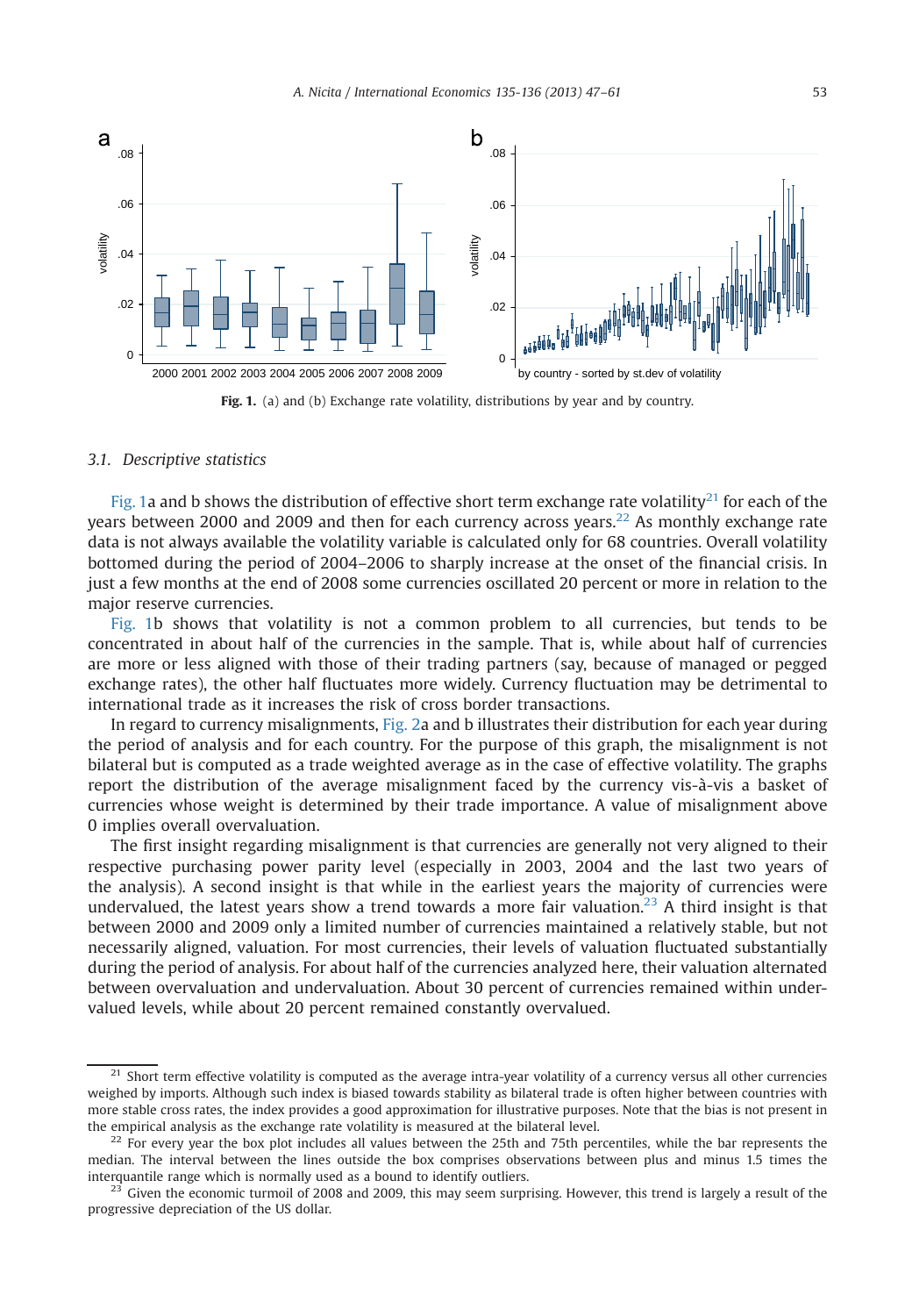Fig. 1. (a) and (b) Exchange rate volatility, distributions by year and by country.

### 3.1. Descriptive statistics

Fig. 1a and b shows the distribution of effective short term exchange rate volatility[21] for each of the years between 2000 and 2009 and then for each currency across years.[22] As monthly exchange rate data is not always available the volatility variable is calculated only for 68 countries. Overall volatility bottomed during the period of 2004–2006 to sharply increase at the onset of the financial crisis. In just a few months at the end of 2008 some currencies oscillated 20 percent or more in relation to the major reserve currencies.

Fig. 1b shows that volatility is not a common problem to all currencies, but tends to be concentrated in about half of the currencies in the sample. That is, while about half of currencies are more or less aligned with those of their trading partners (say, because of managed or pegged exchange rates), the other half fluctuates more widely. Currency fluctuation may be detrimental to international trade as it increases the risk of cross border transactions.

In regard to currency misalignments, Fig. 2a and b illustrates their distribution for each year during the period of analysis and for each country. For the purpose of this graph, the misalignment is not bilateral but is computed as a trade weighted average as in the case of effective volatility. The graphs report the distribution of the average misalignment faced by the currency vis-à-vis a basket of currencies whose weight is determined by their trade importance. A value of misalignment above 0 implies overall overvaluation.

The first insight regarding misalignment is that currencies are generally not very aligned to their respective purchasing power parity level (especially in 2003, 2004 and the last two years of the analysis). A second insight is that while in the earliest years the majority of currencies were undervalued, the latest years show a trend towards a more fair valuation.[23] A third insight is that between 2000 and 2009 only a limited number of currencies maintained a relatively stable, but not necessarily aligned, valuation. For most currencies, their levels of valuation fluctuated substantially during the period of analysis. For about half of the currencies analyzed here, their valuation alternated between overvaluation and undervaluation. About 30 percent of currencies remained within undervalued levels, while about 20 percent remained constantly overvalued.

---

[21] Short term effective volatility is computed as the average intra-year volatility of a currency versus all other currencies weighed by imports. Although such index is biased towards stability as bilateral trade is often higher between countries with more stable cross rates, the index provides a good approximation for illustrative purposes. Note that the bias is not present in the empirical analysis as the exchange rate volatility is measured at the bilateral level.

[22] For every year the box plot includes all values between the 25th and 75th percentiles, while the bar represents the median. The interval between the lines outside the box comprises observations between plus and minus 1.5 times the interquantile range which is normally used as a bound to identify outliers.

[23] Given the economic turmoil of 2008 and 2009, this may seem surprising. However, this trend is largely a result of the progressive depreciation of the US dollar.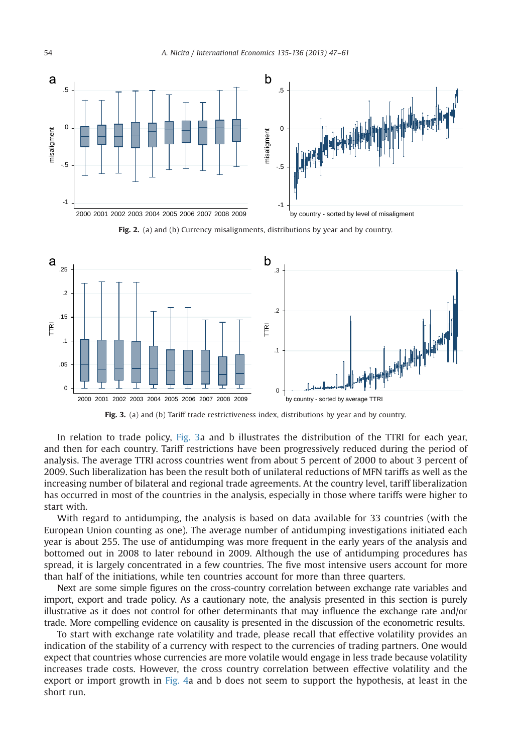**Fig. 2.** (a) and (b) Currency misalignments, distributions by year and by country.

**Fig. 3.** (a) and (b) Tariff trade restrictiveness index, distributions by year and by country.

In relation to trade policy, Fig. 3a and b illustrates the distribution of the TTRI for each year, and then for each country. Tariff restrictions have been progressively reduced during the period of analysis. The average TTRI across countries went from about 5 percent of 2000 to about 3 percent of 2009. Such liberalization has been the result both of unilateral reductions of MFN tariffs as well as the increasing number of bilateral and regional trade agreements. At the country level, tariff liberalization has occurred in most of the countries in the analysis, especially in those where tariffs were higher to start with.

With regard to antidumping, the analysis is based on data available for 33 countries (with the European Union counting as one). The average number of antidumping investigations initiated each year is about 255. The use of antidumping was more frequent in the early years of the analysis and bottomed out in 2008 to later rebound in 2009. Although the use of antidumping procedures has spread, it is largely concentrated in a few countries. The five most intensive users account for more than half of the initiations, while ten countries account for more than three quarters.

Next are some simple figures on the cross-country correlation between exchange rate variables and import, export and trade policy. As a cautionary note, the analysis presented in this section is purely illustrative as it does not control for other determinants that may influence the exchange rate and/or trade. More compelling evidence on causality is presented in the discussion of the econometric results.

To start with exchange rate volatility and trade, please recall that effective volatility provides an indication of the stability of a currency with respect to the currencies of trading partners. One would expect that countries whose currencies are more volatile would engage in less trade because volatility increases trade costs. However, the cross country correlation between effective volatility and the export or import growth in Fig. 4a and b does not seem to support the hypothesis, at least in the short run.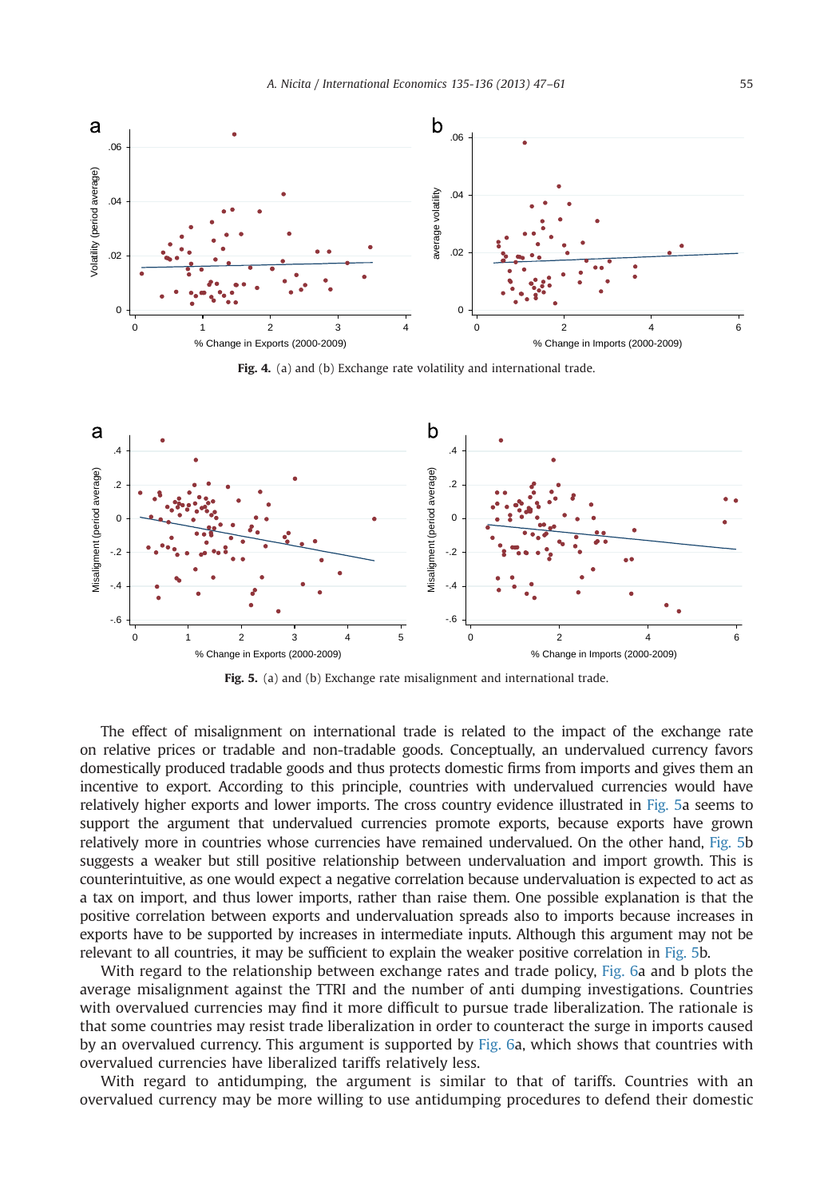**Fig. 4.** (a) and (b) Exchange rate volatility and international trade.

**Fig. 5.** (a) and (b) Exchange rate misalignment and international trade.

The effect of misalignment on international trade is related to the impact of the exchange rate on relative prices or tradable and non-tradable goods. Conceptually, an undervalued currency favors domestically produced tradable goods and thus protects domestic firms from imports and gives them an incentive to export. According to this principle, countries with undervalued currencies would have relatively higher exports and lower imports. The cross country evidence illustrated in Fig. 5a seems to support the argument that undervalued currencies promote exports, because exports have grown relatively more in countries whose currencies have remained undervalued. On the other hand, Fig. 5b suggests a weaker but still positive relationship between undervaluation and import growth. This is counterintuitive, as one would expect a negative correlation because undervaluation is expected to act as a tax on import, and thus lower imports, rather than raise them. One possible explanation is that the positive correlation between exports and undervaluation spreads also to imports because increases in exports have to be supported by increases in intermediate inputs. Although this argument may not be relevant to all countries, it may be sufficient to explain the weaker positive correlation in Fig. 5b.

With regard to the relationship between exchange rates and trade policy, Fig. 6a and b plots the average misalignment against the TTRI and the number of anti dumping investigations. Countries with overvalued currencies may find it more difficult to pursue trade liberalization. The rationale is that some countries may resist trade liberalization in order to counteract the surge in imports caused by an overvalued currency. This argument is supported by Fig. 6a, which shows that countries with overvalued currencies have liberalized tariffs relatively less.

With regard to antidumping, the argument is similar to that of tariffs. Countries with an overvalued currency may be more willing to use antidumping procedures to defend their domestic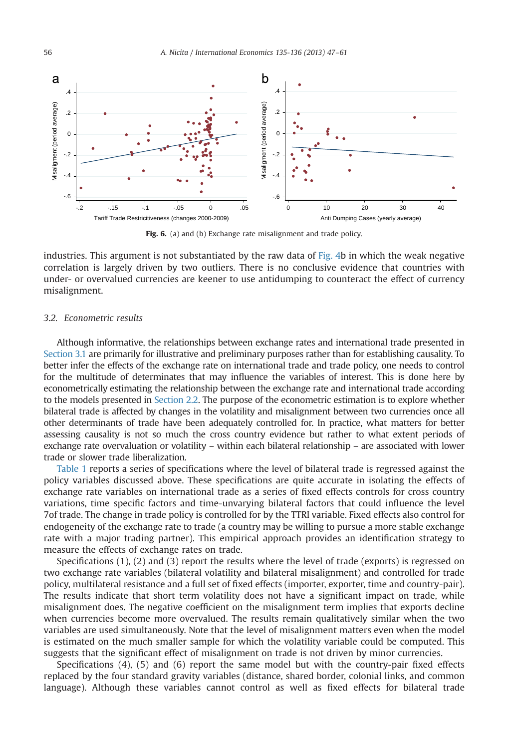a

.4
.2
0
-.2
-.4
-.6

Misalignment (period average)

-.2 -.15 -.1 -.05 0 .05

Tariff Trade Restricitiveness (changes 2000-2009)

b

.4
.2
0
-.2
-.4
-.6

Misalignment (period average)

0 10 20 30 40

Anti Dumping Cases (yearly average)

**Fig. 6.** (a) and (b) Exchange rate misalignment and trade policy.

industries. This argument is not substantiated by the raw data of Fig. 4b in which the weak negative correlation is largely driven by two outliers. There is no conclusive evidence that countries with under- or overvalued currencies are keener to use antidumping to counteract the effect of currency misalignment.

### 3.2. Econometric results

Although informative, the relationships between exchange rates and international trade presented in Section 3.1 are primarily for illustrative and preliminary purposes rather than for establishing causality. To better infer the effects of the exchange rate on international trade and trade policy, one needs to control for the multitude of determinates that may influence the variables of interest. This is done here by econometrically estimating the relationship between the exchange rate and international trade according to the models presented in Section 2.2. The purpose of the econometric estimation is to explore whether bilateral trade is affected by changes in the volatility and misalignment between two currencies once all other determinants of trade have been adequately controlled for. In practice, what matters for better assessing causality is not so much the cross country evidence but rather to what extent periods of exchange rate overvaluation or volatility – within each bilateral relationship – are associated with lower trade or slower trade liberalization.

Table 1 reports a series of specifications where the level of bilateral trade is regressed against the policy variables discussed above. These specifications are quite accurate in isolating the effects of exchange rate variables on international trade as a series of fixed effects controls for cross country variations, time specific factors and time-unvarying bilateral factors that could influence the level 7of trade. The change in trade policy is controlled for by the TTRI variable. Fixed effects also control for endogeneity of the exchange rate to trade (a country may be willing to pursue a more stable exchange rate with a major trading partner). This empirical approach provides an identification strategy to measure the effects of exchange rates on trade.

Specifications (1), (2) and (3) report the results where the level of trade (exports) is regressed on two exchange rate variables (bilateral volatility and bilateral misalignment) and controlled for trade policy, multilateral resistance and a full set of fixed effects (importer, exporter, time and country-pair). The results indicate that short term volatility does not have a significant impact on trade, while misalignment does. The negative coefficient on the misalignment term implies that exports decline when currencies become more overvalued. The results remain qualitatively similar when the two variables are used simultaneously. Note that the level of misalignment matters even when the model is estimated on the much smaller sample for which the volatility variable could be computed. This suggests that the significant effect of misalignment on trade is not driven by minor currencies.

Specifications (4), (5) and (6) report the same model but with the country-pair fixed effects replaced by the four standard gravity variables (distance, shared border, colonial links, and common language). Although these variables cannot control as well as fixed effects for bilateral trade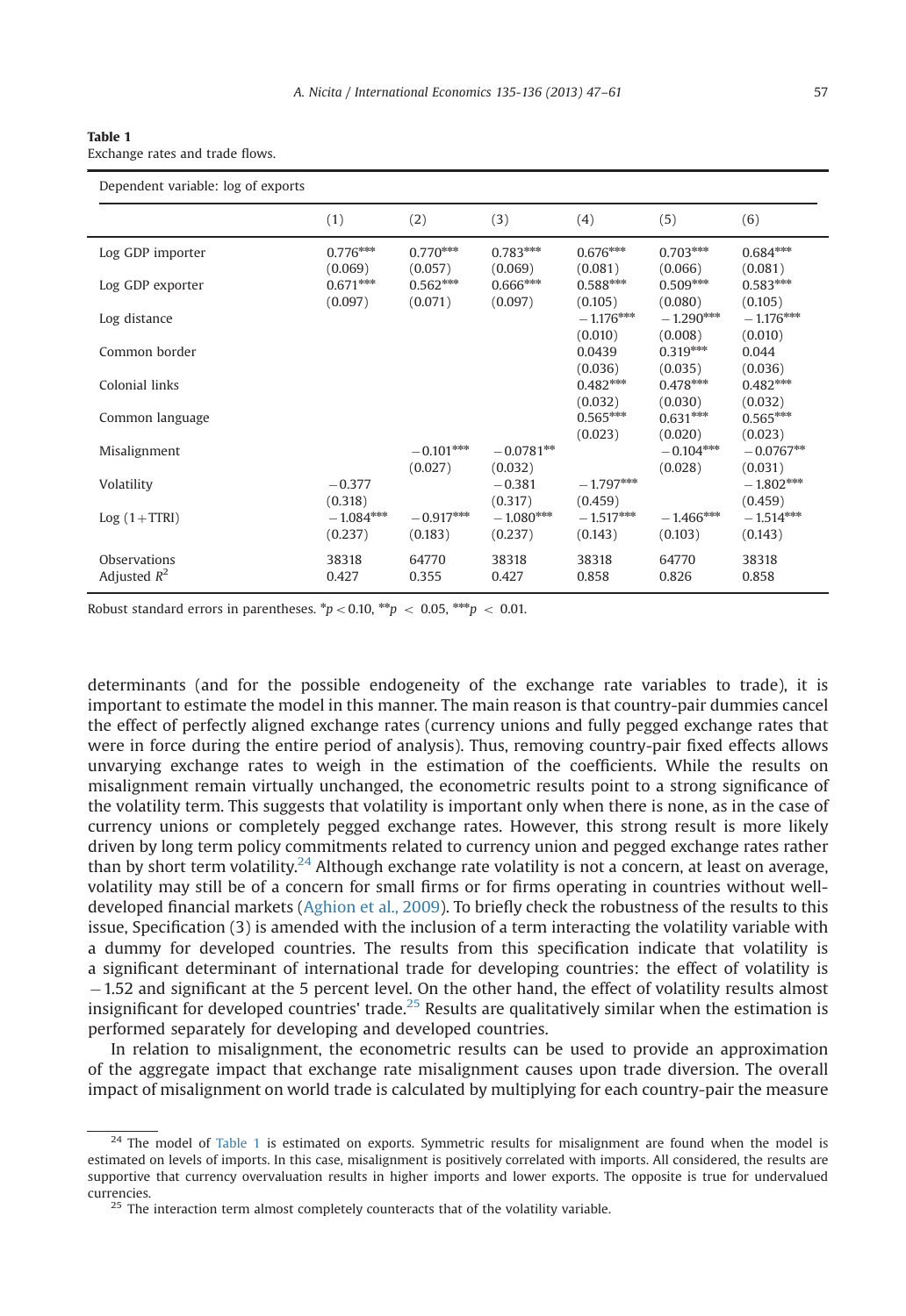**Table 1**
Exchange rates and trade flows.

| Dependent variable: log of exports | | | | | | |
|---|---|---|---|---|---|---|
| | (1) | (2) | (3) | (4) | (5) | (6) |
| Log GDP importer | 0.776*** | 0.770*** | 0.783*** | 0.676*** | 0.703*** | 0.684*** |
| | (0.069) | (0.057) | (0.069) | (0.081) | (0.066) | (0.081) |
| Log GDP exporter | 0.671*** | 0.562*** | 0.666*** | 0.588*** | 0.509*** | 0.583*** |
| | (0.097) | (0.071) | (0.097) | (0.105) | (0.080) | (0.105) |
| Log distance | | | | −1.176*** | −1.290*** | −1.176*** |
| | | | | (0.010) | (0.008) | (0.010) |
| Common border | | | | 0.0439 | 0.319*** | 0.044 |
| | | | | (0.036) | (0.035) | (0.036) |
| Colonial links | | | | 0.482*** | 0.478*** | 0.482*** |
| | | | | (0.032) | (0.030) | (0.032) |
| Common language | | | | 0.565*** | 0.631*** | 0.565*** |
| | | | | (0.023) | (0.020) | (0.023) |
| Misalignment | | −0.101*** | −0.0781** | | −0.104*** | −0.0767** |
| | | (0.027) | (0.032) | | (0.028) | (0.031) |
| Volatility | −0.377 | | −0.381 | −1.797*** | | −1.802*** |
| | (0.318) | | (0.317) | (0.459) | | (0.459) |
| Log (1+TTRI) | −1.084*** | −0.917*** | −1.080*** | −1.517*** | −1.466*** | −1.514*** |
| | (0.237) | (0.183) | (0.237) | (0.143) | (0.103) | (0.143) |
| Observations | 38318 | 64770 | 38318 | 38318 | 64770 | 38318 |
| Adjusted $R^2$ | 0.427 | 0.355 | 0.427 | 0.858 | 0.826 | 0.858 |

Robust standard errors in parentheses. *$p < 0.10$, **$p < 0.05$, ***$p < 0.01$.

determinants (and for the possible endogeneity of the exchange rate variables to trade), it is important to estimate the model in this manner. The main reason is that country-pair dummies cancel the effect of perfectly aligned exchange rates (currency unions and fully pegged exchange rates that were in force during the entire period of analysis). Thus, removing country-pair fixed effects allows unvarying exchange rates to weigh in the estimation of the coefficients. While the results on misalignment remain virtually unchanged, the econometric results point to a strong significance of the volatility term. This suggests that volatility is important only when there is none, as in the case of currency unions or completely pegged exchange rates. However, this strong result is more likely driven by long term policy commitments related to currency union and pegged exchange rates rather than by short term volatility.[24] Although exchange rate volatility is not a concern, at least on average, volatility may still be of a concern for small firms or for firms operating in countries without well-developed financial markets (Aghion et al., 2009). To briefly check the robustness of the results to this issue, Specification (3) is amended with the inclusion of a term interacting the volatility variable with a dummy for developed countries. The results from this specification indicate that volatility is a significant determinant of international trade for developing countries: the effect of volatility is −1.52 and significant at the 5 percent level. On the other hand, the effect of volatility results almost insignificant for developed countries' trade.[25] Results are qualitatively similar when the estimation is performed separately for developing and developed countries.

In relation to misalignment, the econometric results can be used to provide an approximation of the aggregate impact that exchange rate misalignment causes upon trade diversion. The overall impact of misalignment on world trade is calculated by multiplying for each country-pair the measure

[24] The model of Table 1 is estimated on exports. Symmetric results for misalignment are found when the model is estimated on levels of imports. In this case, misalignment is positively correlated with imports. All considered, the results are supportive that currency overvaluation results in higher imports and lower exports. The opposite is true for undervalued currencies.

[25] The interaction term almost completely counteracts that of the volatility variable.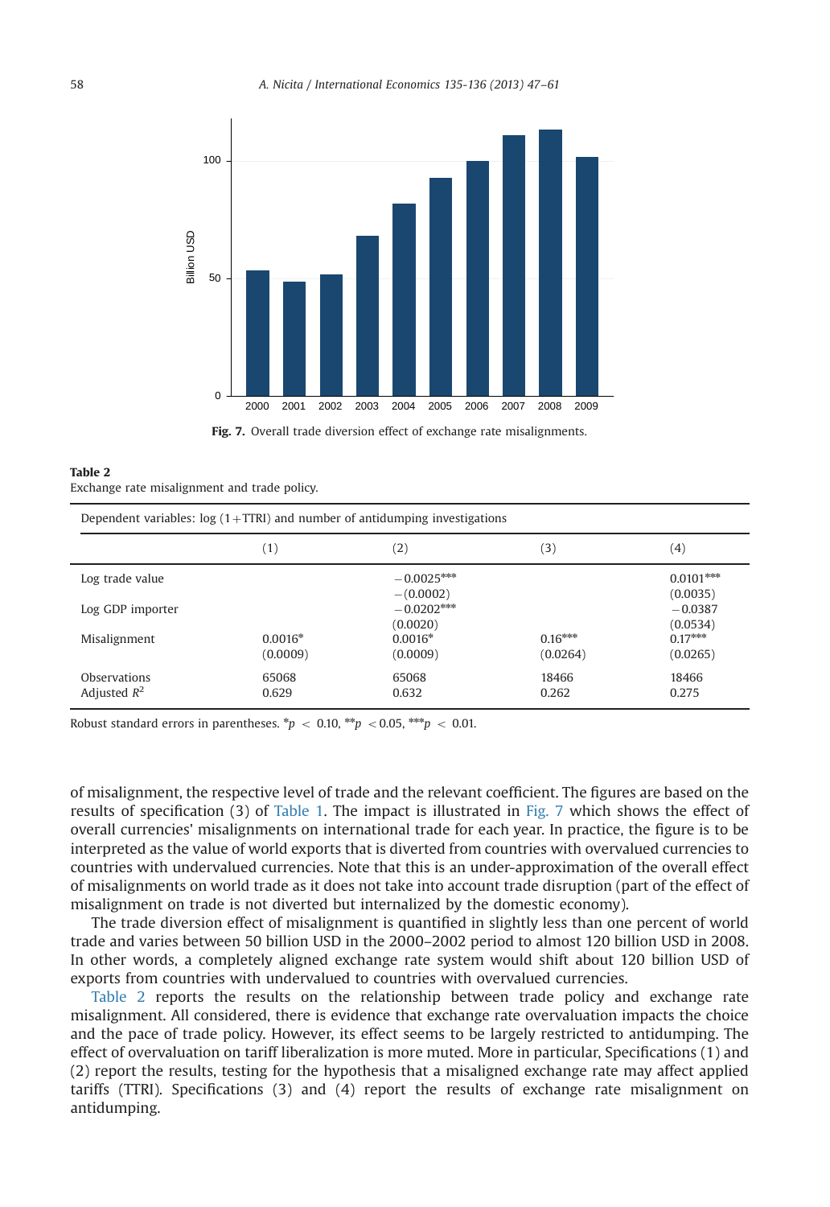Fig. 7. Overall trade diversion effect of exchange rate misalignments.

**Table 2**
Exchange rate misalignment and trade policy.

| Dependent variables: log (1+TTRI) and number of antidumping investigations | | | | |
|---|---|---|---|---|
| | (1) | (2) | (3) | (4) |
| Log trade value | | −0.0025*** | | 0.0101*** |
| | | −(0.0002) | | (0.0035) |
| Log GDP importer | | −0.0202*** | | −0.0387 |
| | | (0.0020) | | (0.0534) |
| Misalignment | 0.0016* | 0.0016* | 0.16*** | 0.17*** |
| | (0.0009) | (0.0009) | (0.0264) | (0.0265) |
| Observations | 65068 | 65068 | 18466 | 18466 |
| Adjusted $R^2$ | 0.629 | 0.632 | 0.262 | 0.275 |

Robust standard errors in parentheses. \*$p < 0.10$, \*\*$p < 0.05$, \*\*\*$p < 0.01$.

of misalignment, the respective level of trade and the relevant coefficient. The figures are based on the results of specification (3) of Table 1. The impact is illustrated in Fig. 7 which shows the effect of overall currencies' misalignments on international trade for each year. In practice, the figure is to be interpreted as the value of world exports that is diverted from countries with overvalued currencies to countries with undervalued currencies. Note that this is an under-approximation of the overall effect of misalignments on world trade as it does not take into account trade disruption (part of the effect of misalignment on trade is not diverted but internalized by the domestic economy).

The trade diversion effect of misalignment is quantified in slightly less than one percent of world trade and varies between 50 billion USD in the 2000–2002 period to almost 120 billion USD in 2008. In other words, a completely aligned exchange rate system would shift about 120 billion USD of exports from countries with undervalued to countries with overvalued currencies.

Table 2 reports the results on the relationship between trade policy and exchange rate misalignment. All considered, there is evidence that exchange rate overvaluation impacts the choice and the pace of trade policy. However, its effect seems to be largely restricted to antidumping. The effect of overvaluation on tariff liberalization is more muted. More in particular, Specifications (1) and (2) report the results, testing for the hypothesis that a misaligned exchange rate may affect applied tariffs (TTRI). Specifications (3) and (4) report the results of exchange rate misalignment on antidumping.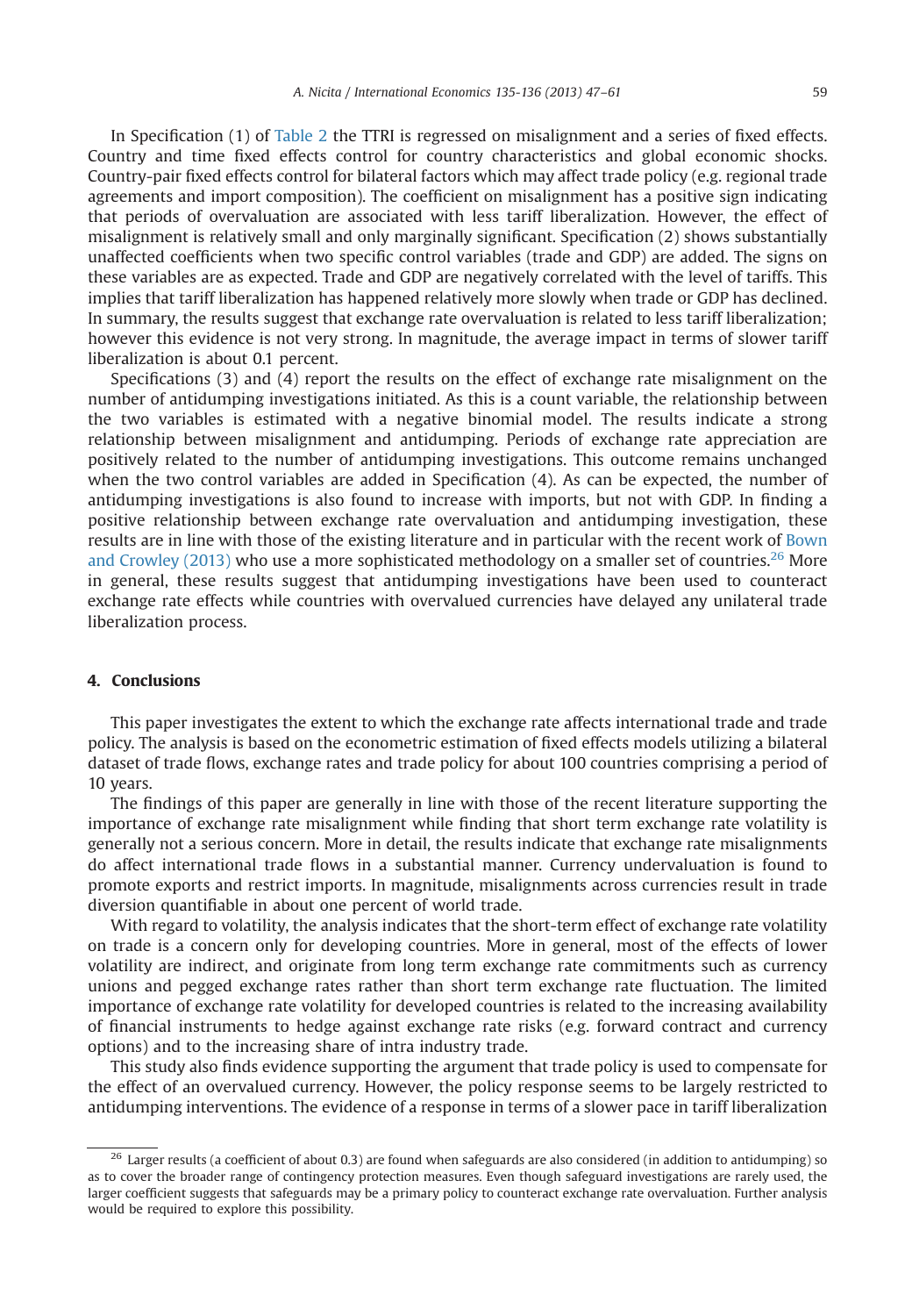In Specification (1) of Table 2 the TTRI is regressed on misalignment and a series of fixed effects. Country and time fixed effects control for country characteristics and global economic shocks. Country-pair fixed effects control for bilateral factors which may affect trade policy (e.g. regional trade agreements and import composition). The coefficient on misalignment has a positive sign indicating that periods of overvaluation are associated with less tariff liberalization. However, the effect of misalignment is relatively small and only marginally significant. Specification (2) shows substantially unaffected coefficients when two specific control variables (trade and GDP) are added. The signs on these variables are as expected. Trade and GDP are negatively correlated with the level of tariffs. This implies that tariff liberalization has happened relatively more slowly when trade or GDP has declined. In summary, the results suggest that exchange rate overvaluation is related to less tariff liberalization; however this evidence is not very strong. In magnitude, the average impact in terms of slower tariff liberalization is about 0.1 percent.

Specifications (3) and (4) report the results on the effect of exchange rate misalignment on the number of antidumping investigations initiated. As this is a count variable, the relationship between the two variables is estimated with a negative binomial model. The results indicate a strong relationship between misalignment and antidumping. Periods of exchange rate appreciation are positively related to the number of antidumping investigations. This outcome remains unchanged when the two control variables are added in Specification (4). As can be expected, the number of antidumping investigations is also found to increase with imports, but not with GDP. In finding a positive relationship between exchange rate overvaluation and antidumping investigation, these results are in line with those of the existing literature and in particular with the recent work of Bown and Crowley (2013) who use a more sophisticated methodology on a smaller set of countries.[26] More in general, these results suggest that antidumping investigations have been used to counteract exchange rate effects while countries with overvalued currencies have delayed any unilateral trade liberalization process.

## 4. Conclusions

This paper investigates the extent to which the exchange rate affects international trade and trade policy. The analysis is based on the econometric estimation of fixed effects models utilizing a bilateral dataset of trade flows, exchange rates and trade policy for about 100 countries comprising a period of 10 years.

The findings of this paper are generally in line with those of the recent literature supporting the importance of exchange rate misalignment while finding that short term exchange rate volatility is generally not a serious concern. More in detail, the results indicate that exchange rate misalignments do affect international trade flows in a substantial manner. Currency undervaluation is found to promote exports and restrict imports. In magnitude, misalignments across currencies result in trade diversion quantifiable in about one percent of world trade.

With regard to volatility, the analysis indicates that the short-term effect of exchange rate volatility on trade is a concern only for developing countries. More in general, most of the effects of lower volatility are indirect, and originate from long term exchange rate commitments such as currency unions and pegged exchange rates rather than short term exchange rate fluctuation. The limited importance of exchange rate volatility for developed countries is related to the increasing availability of financial instruments to hedge against exchange rate risks (e.g. forward contract and currency options) and to the increasing share of intra industry trade.

This study also finds evidence supporting the argument that trade policy is used to compensate for the effect of an overvalued currency. However, the policy response seems to be largely restricted to antidumping interventions. The evidence of a response in terms of a slower pace in tariff liberalization

[26] Larger results (a coefficient of about 0.3) are found when safeguards are also considered (in addition to antidumping) so as to cover the broader range of contingency protection measures. Even though safeguard investigations are rarely used, the larger coefficient suggests that safeguards may be a primary policy to counteract exchange rate overvaluation. Further analysis would be required to explore this possibility.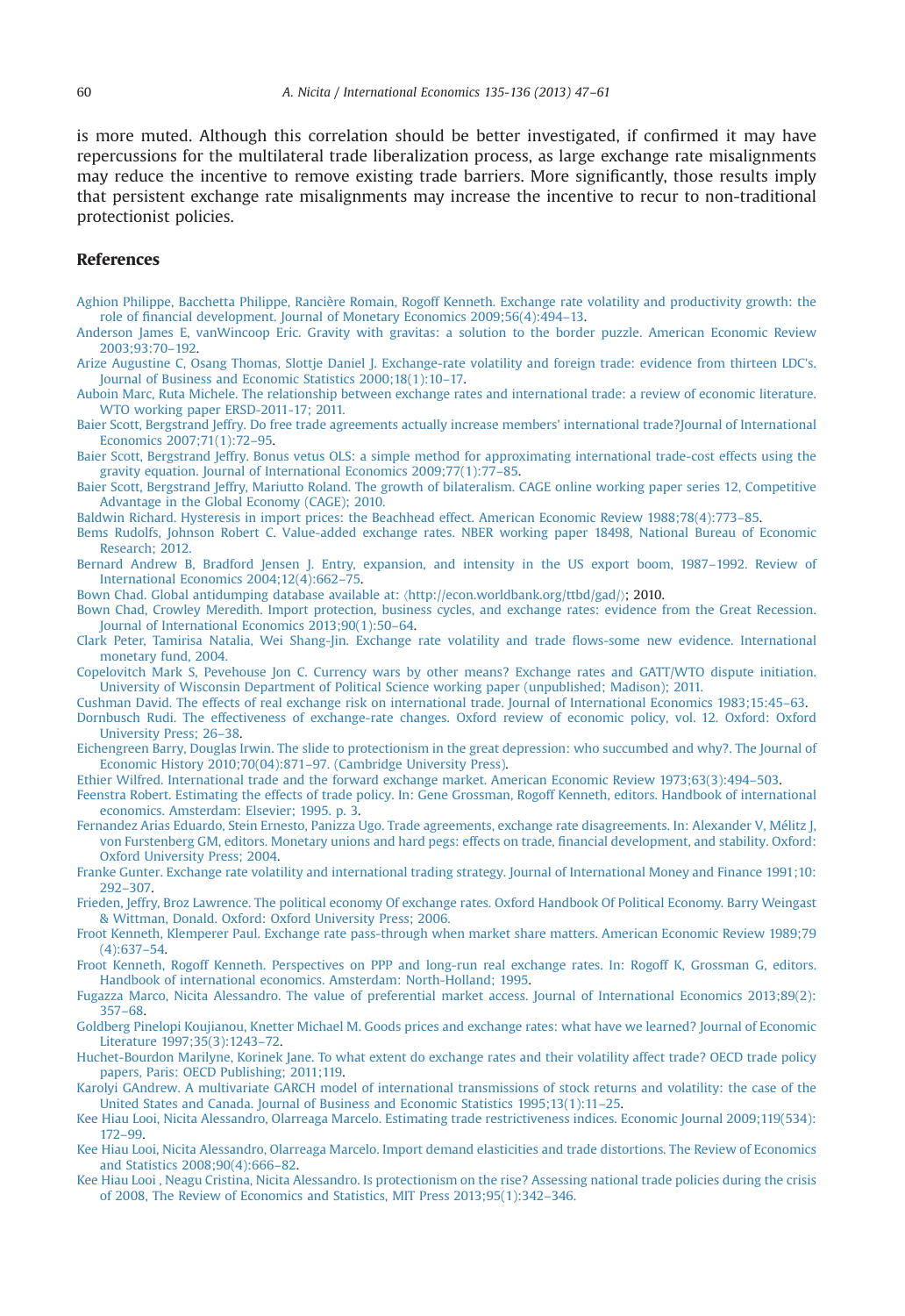is more muted. Although this correlation should be better investigated, if confirmed it may have repercussions for the multilateral trade liberalization process, as large exchange rate misalignments may reduce the incentive to remove existing trade barriers. More significantly, those results imply that persistent exchange rate misalignments may increase the incentive to recur to non-traditional protectionist policies.

## References

Aghion Philippe, Bacchetta Philippe, Rancière Romain, Rogoff Kenneth. Exchange rate volatility and productivity growth: the role of financial development. Journal of Monetary Economics 2009;56(4):494–13.

Anderson James E, vanWincoop Eric. Gravity with gravitas: a solution to the border puzzle. American Economic Review 2003;93:70–192.

Arize Augustine C, Osang Thomas, Slottje Daniel J. Exchange-rate volatility and foreign trade: evidence from thirteen LDC's. Journal of Business and Economic Statistics 2000;18(1):10–17.

Aubion Marc, Ruta Michele. The relationship between exchange rates and international trade: a review of economic literature. WTO working paper ERSD-2011-17; 2011.

Baier Scott, Bergstrand Jeffry. Do free trade agreements actually increase members' international trade?Journal of International Economics 2007;71(1):72–95.

Baier Scott, Bergstrand Jeffry. Bonus vetus OLS: a simple method for approximating international trade-cost effects using the gravity equation. Journal of International Economics 2009;77(1):77–85.

Baier Scott, Bergstrand Jeffry, Mariutto Roland. The growth of bilateralism. CAGE online working paper series 12, Competitive Advantage in the Global Economy (CAGE); 2010.

Baldwin Richard. Hysteresis in import prices: the Beachhead effect. American Economic Review 1988;78(4):773–85.

Bems Rudolfs, Johnson Robert C. Value-added exchange rates. NBER working paper 18498, National Bureau of Economic Research; 2012.

Bernard Andrew B, Bradford Jensen J. Entry, expansion, and intensity in the US export boom, 1987–1992. Review of International Economics 2004;12(4):662–75.

Bown Chad. Global antidumping database available at: ⟨http://econ.worldbank.org/ttbd/gad/⟩; 2010.

Bown Chad, Crowley Meredith. Import protection, business cycles, and exchange rates: evidence from the Great Recession. Journal of International Economics 2013;90(1):50–64.

Clark Peter, Tamirisa Natalia, Wei Shang-Jin. Exchange rate volatility and trade flows-some new evidence. International monetary fund, 2004.

Copelovitch Mark S, Pevehouse Jon C. Currency wars by other means? Exchange rates and GATT/WTO dispute initiation. University of Wisconsin Department of Political Science working paper (unpublished; Madison); 2011.

Cushman David. The effects of real exchange risk on international trade. Journal of International Economics 1983;15:45–63.

Dornbusch Rudi. The effectiveness of exchange-rate changes. Oxford review of economic policy, vol. 12. Oxford: Oxford University Press; 26–38.

Eichengreen Barry, Douglas Irwin. The slide to protectionism in the great depression: who succumbed and why?. The Journal of Economic History 2010;70(04):871–97. (Cambridge University Press).

Ethier Wilfred. International trade and the forward exchange market. American Economic Review 1973;63(3):494–503.

Feenstra Robert. Estimating the effects of trade policy. In: Gene Grossman, Rogoff Kenneth, editors. Handbook of international economics. Amsterdam: Elsevier; 1995. p. 3.

Fernandez Arias Eduardo, Stein Ernesto, Panizza Ugo. Trade agreements, exchange rate disagreements. In: Alexander V, Mélitz J, von Furstenberg GM, editors. Monetary unions and hard pegs: effects on trade, financial development, and stability. Oxford: Oxford University Press; 2004.

Franke Gunter. Exchange rate volatility and international trading strategy. Journal of International Money and Finance 1991;10: 292–307.

Frieden, Jeffry, Broz Lawrence. The political economy Of exchange rates. Oxford Handbook Of Political Economy. Barry Weingast & Wittman, Donald. Oxford: Oxford University Press; 2006.

Froot Kenneth, Klemperer Paul. Exchange rate pass-through when market share matters. American Economic Review 1989;79 (4):637–54.

Froot Kenneth, Rogoff Kenneth. Perspectives on PPP and long-run real exchange rates. In: Rogoff K, Grossman G, editors. Handbook of international economics. Amsterdam: North-Holland; 1995.

Fugazza Marco, Nicita Alessandro. The value of preferential market access. Journal of International Economics 2013;89(2): 357–68.

Goldberg Pinelopi Koujianou, Knetter Michael M. Goods prices and exchange rates: what have we learned? Journal of Economic Literature 1997;35(3):1243–72.

Huchet-Bourdon Marilyne, Korinek Jane. To what extent do exchange rates and their volatility affect trade? OECD trade policy papers, Paris: OECD Publishing; 2011;119.

Karolyi GAndrew. A multivariate GARCH model of international transmissions of stock returns and volatility: the case of the United States and Canada. Journal of Business and Economic Statistics 1995;13(1):11–25.

Kee Hiau Looi, Nicita Alessandro, Olarreaga Marcelo. Estimating trade restrictiveness indices. Economic Journal 2009;119(534): 172–99.

Kee Hiau Looi, Nicita Alessandro, Olarreaga Marcelo. Import demand elasticities and trade distortions. The Review of Economics and Statistics 2008;90(4):666–82.

Kee Hiau Looi , Neagu Cristina, Nicita Alessandro. Is protectionism on the rise? Assessing national trade policies during the crisis of 2008, The Review of Economics and Statistics, MIT Press 2013;95(1):342–346.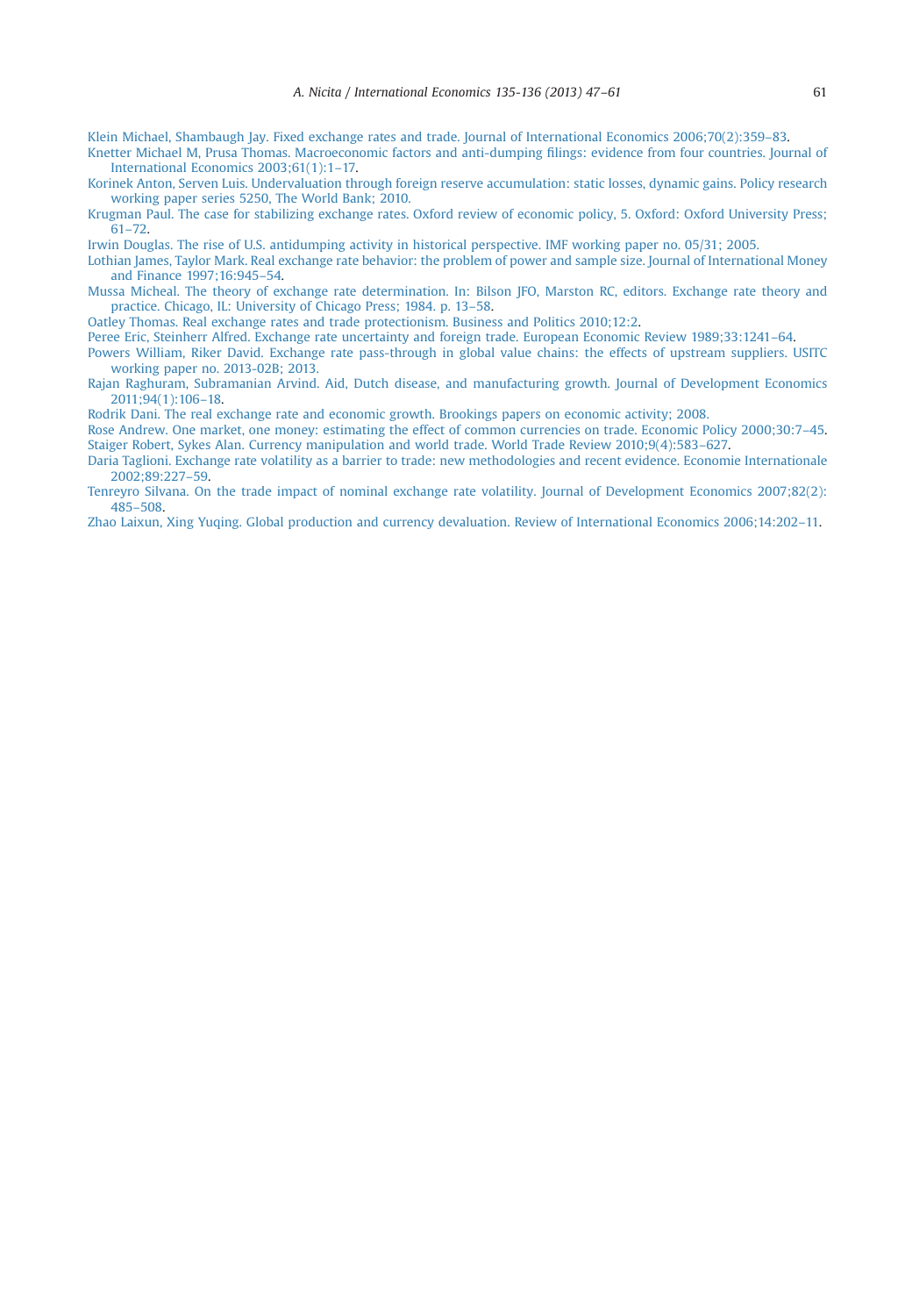Klein Michael, Shambaugh Jay. Fixed exchange rates and trade. Journal of International Economics 2006;70(2):359–83.

Knetter Michael M, Prusa Thomas. Macroeconomic factors and anti-dumping filings: evidence from four countries. Journal of International Economics 2003;61(1):1–17.

Korinek Anton, Serven Luis. Undervaluation through foreign reserve accumulation: static losses, dynamic gains. Policy research working paper series 5250, The World Bank; 2010.

Krugman Paul. The case for stabilizing exchange rates. Oxford review of economic policy, 5. Oxford: Oxford University Press; 61–72.

Irwin Douglas. The rise of U.S. antidumping activity in historical perspective. IMF working paper no. 05/31; 2005.

Lothian James, Taylor Mark. Real exchange rate behavior: the problem of power and sample size. Journal of International Money and Finance 1997;16:945–54.

Mussa Micheal. The theory of exchange rate determination. In: Bilson JFO, Marston RC, editors. Exchange rate theory and practice. Chicago, IL: University of Chicago Press; 1984. p. 13–58.

Oatley Thomas. Real exchange rates and trade protectionism. Business and Politics 2010;12:2.

Peree Eric, Steinherr Alfred. Exchange rate uncertainty and foreign trade. European Economic Review 1989;33:1241–64.

Powers William, Riker David. Exchange rate pass-through in global value chains: the effects of upstream suppliers. USITC working paper no. 2013-02B; 2013.

Rajan Raghuram, Subramanian Arvind. Aid, Dutch disease, and manufacturing growth. Journal of Development Economics 2011;94(1):106–18.

Rodrik Dani. The real exchange rate and economic growth. Brookings papers on economic activity; 2008.

Rose Andrew. One market, one money: estimating the effect of common currencies on trade. Economic Policy 2000;30:7–45.

Staiger Robert, Sykes Alan. Currency manipulation and world trade. World Trade Review 2010;9(4):583–627.

Daria Taglioni. Exchange rate volatility as a barrier to trade: new methodologies and recent evidence. Economie Internationale 2002;89:227–59.

Tenreyro Silvana. On the trade impact of nominal exchange rate volatility. Journal of Development Economics 2007;82(2):485–508.

Zhao Laixun, Xing Yuqing. Global production and currency devaluation. Review of International Economics 2006;14:202–11.